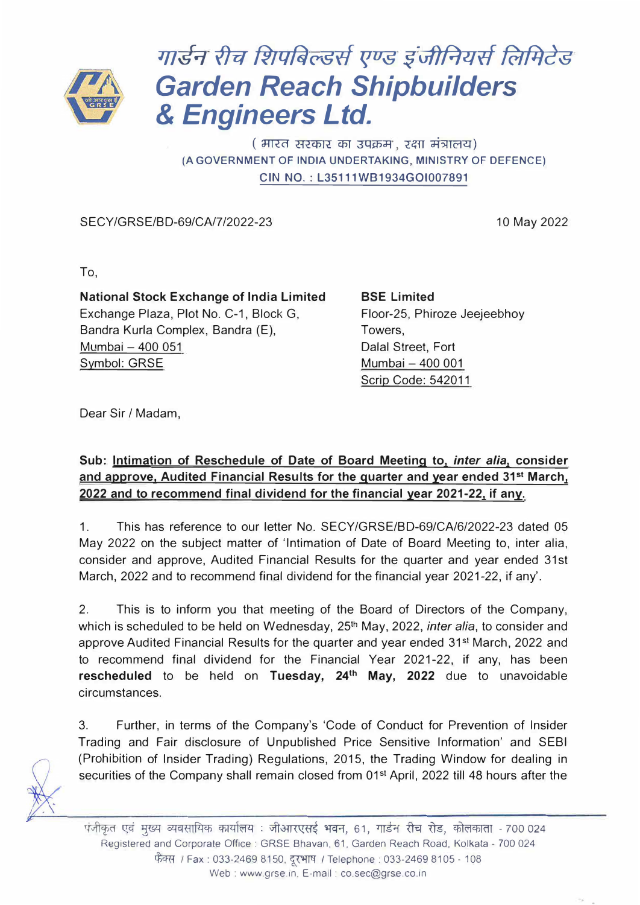# गार्डन रीच शिपबिल्डर्स एण्ड इंजीनियर्स लिमिटेड
# Garden Reach Shipbuilders & Engineers Ltd.

( भारत सरकार का उपक्रम, रक्षा मंत्रालय)
(A GOVERNMENT OF INDIA UNDERTAKING, MINISTRY OF DEFENCE)
CIN NO. : L35111WB1934GOI007891

SECY/GRSE/BD-69/CA/7/2022-23

10 May 2022

To,

**National Stock Exchange of India Limited**
Exchange Plaza, Plot No. C-1, Block G,
Bandra Kurla Complex, Bandra (E),
Mumbai – 400 051
Symbol: GRSE

**BSE Limited**
Floor-25, Phiroze Jeejeebhoy
Towers,
Dalal Street, Fort
Mumbai – 400 001
Scrip Code: 542011

Dear Sir / Madam,

**Sub: Intimation of Reschedule of Date of Board Meeting to, *inter alia*, consider and approve, Audited Financial Results for the quarter and year ended 31st March, 2022 and to recommend final dividend for the financial year 2021-22, if any.**

1. This has reference to our letter No. SECY/GRSE/BD-69/CA/6/2022-23 dated 05 May 2022 on the subject matter of 'Intimation of Date of Board Meeting to, inter alia, consider and approve, Audited Financial Results for the quarter and year ended 31st March, 2022 and to recommend final dividend for the financial year 2021-22, if any'.

2. This is to inform you that meeting of the Board of Directors of the Company, which is scheduled to be held on Wednesday, 25th May, 2022, *inter alia*, to consider and approve Audited Financial Results for the quarter and year ended 31st March, 2022 and to recommend final dividend for the Financial Year 2021-22, if any, has been **rescheduled** to be held on **Tuesday, 24th May, 2022** due to unavoidable circumstances.

3. Further, in terms of the Company's 'Code of Conduct for Prevention of Insider Trading and Fair disclosure of Unpublished Price Sensitive Information' and SEBI (Prohibition of Insider Trading) Regulations, 2015, the Trading Window for dealing in securities of the Company shall remain closed from 01st April, 2022 till 48 hours after the

पंजीकृत एवं मुख्य व्यवसायिक कार्यालय : जीआरएसई भवन, 61, गार्डन रीच रोड, कोलकाता - 700 024
Registered and Corporate Office : GRSE Bhavan, 61, Garden Reach Road, Kolkata - 700 024
फैक्स / Fax : 033-2469 8150, दूरभाष / Telephone : 033-2469 8105 - 108
Web : www.grse.in, E-mail : co.sec@grse.co.in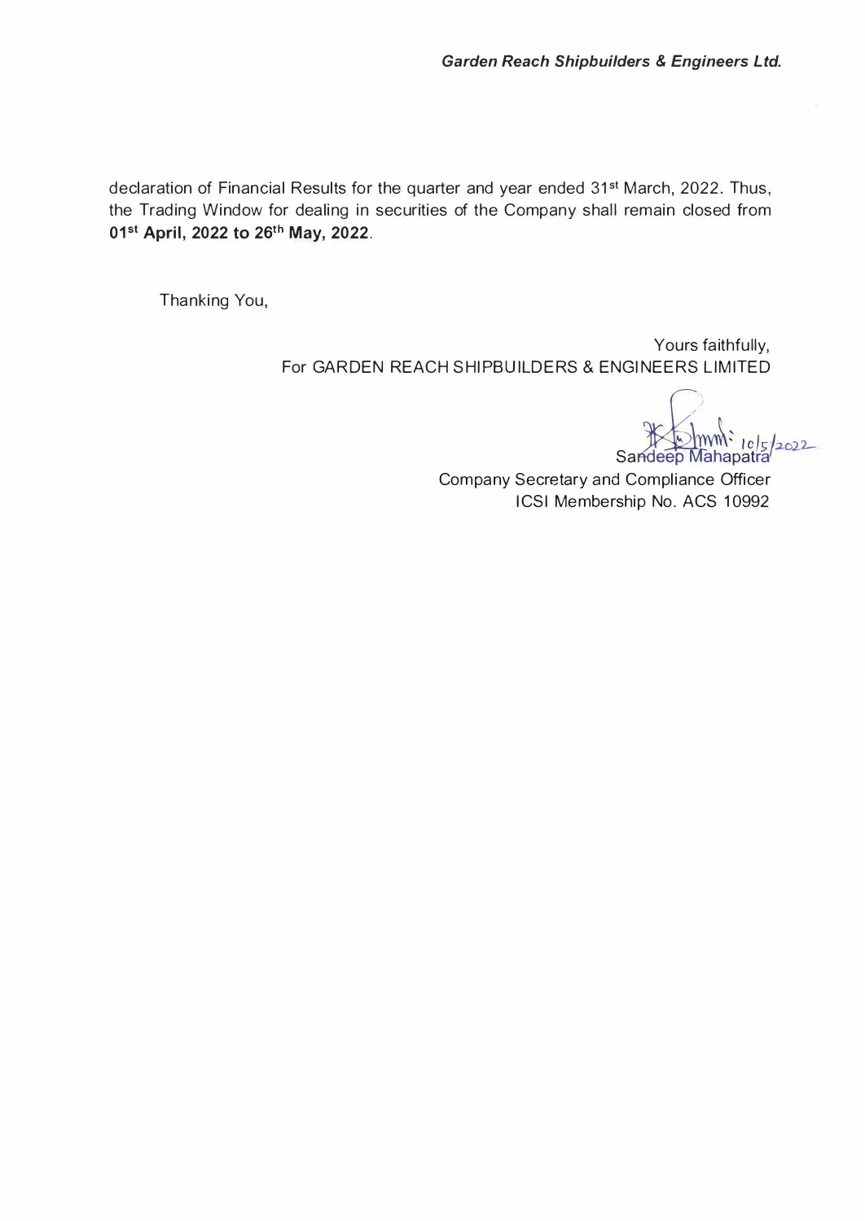declaration of Financial Results for the quarter and year ended 31st March, 2022. Thus, the Trading Window for dealing in securities of the Company shall remain closed from **01st April, 2022 to 26th May, 2022**.

Thanking You,

Yours faithfully,
For GARDEN REACH SHIPBUILDERS & ENGINEERS LIMITED

10/5/2022
Sandeep Mahapatra
Company Secretary and Compliance Officer
ICSI Membership No. ACS 10992